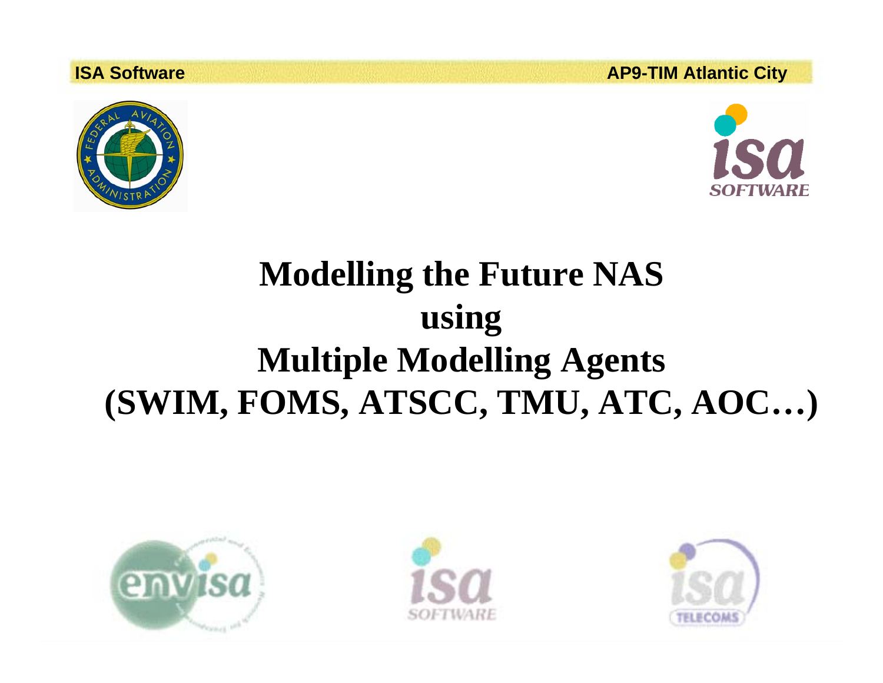# Modelling the Future NAS using Multiple Modelling Agents (SWIM, FOMS, ATSCC, TMU, ATC, AOC…)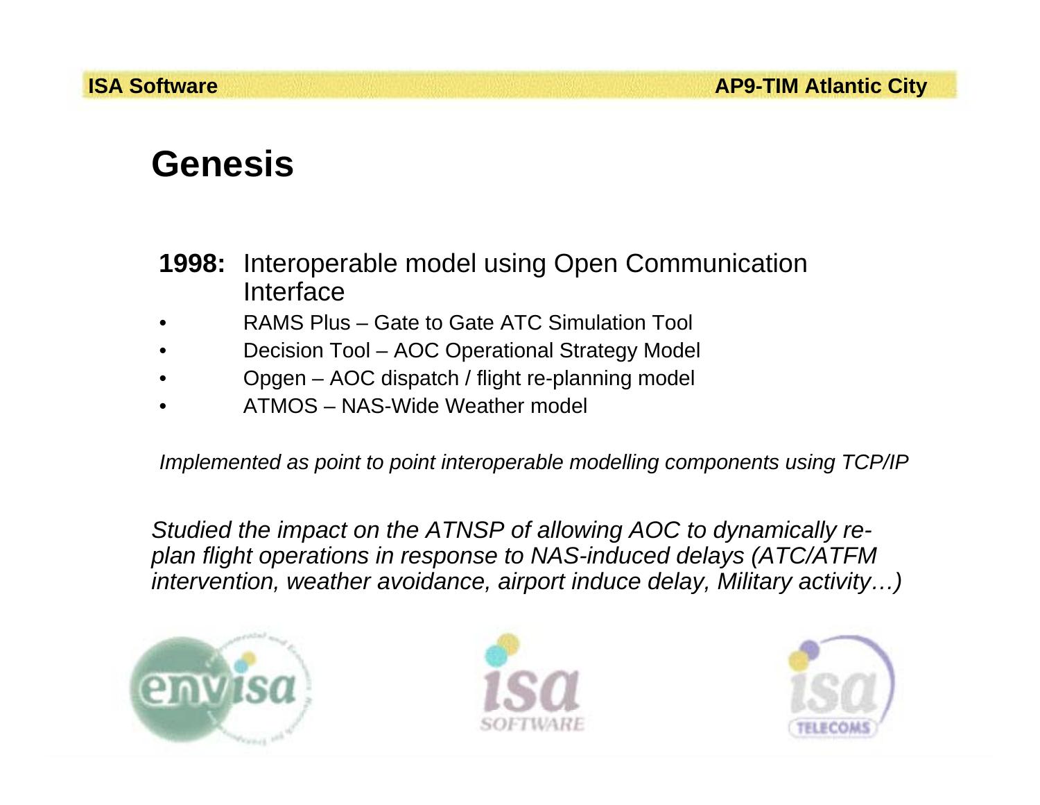# Genesis

**1998:** Interoperable model using Open Communication Interface

- RAMS Plus – Gate to Gate ATC Simulation Tool
- Decision Tool – AOC Operational Strategy Model
- Opgen – AOC dispatch / flight re-planning model
- ATMOS – NAS-Wide Weather model

*Implemented as point to point interoperable modelling components using TCP/IP*

*Studied the impact on the ATNSP of allowing AOC to dynamically re-plan flight operations in response to NAS-induced delays (ATC/ATFM intervention, weather avoidance, airport induce delay, Military activity…)*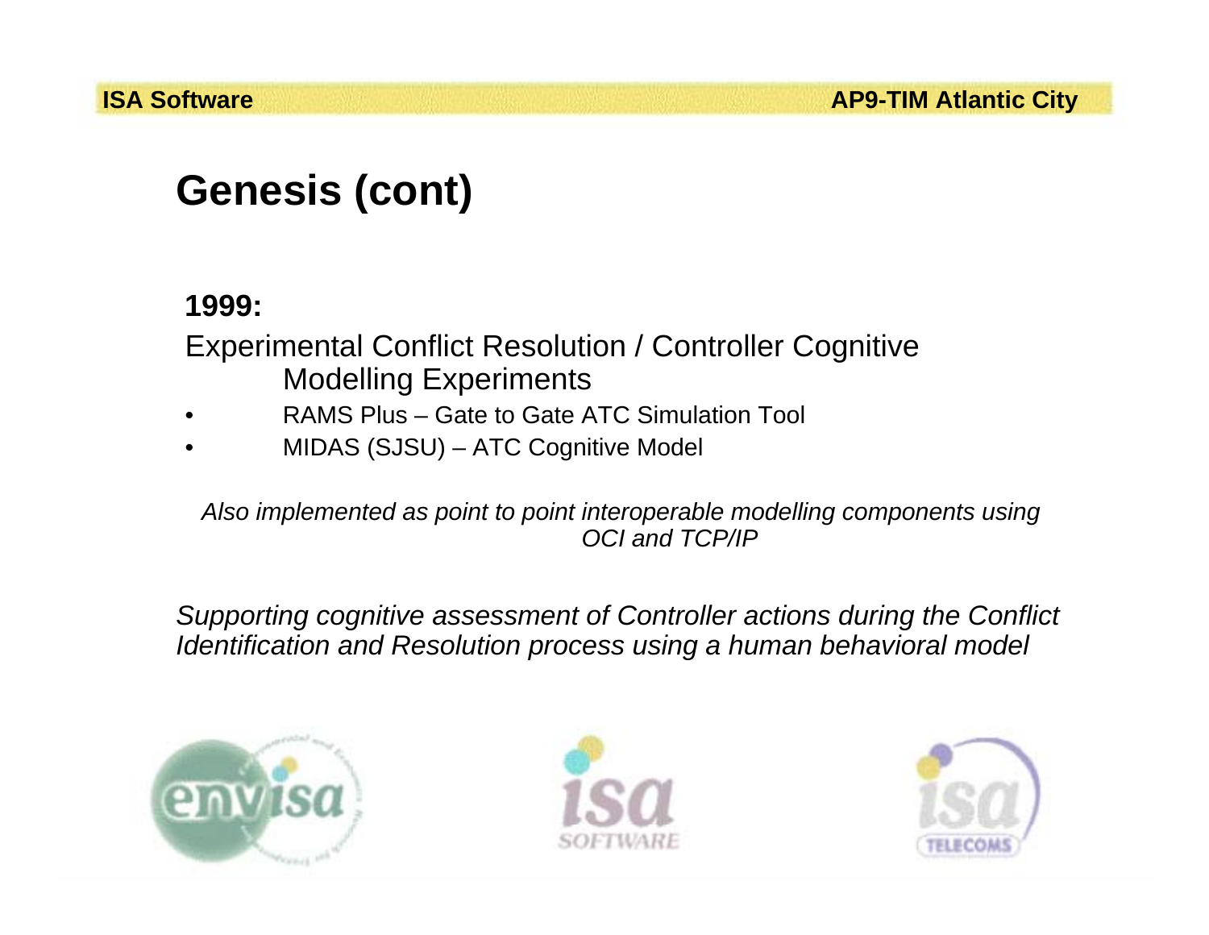# Genesis (cont)

**1999:**

Experimental Conflict Resolution / Controller Cognitive Modelling Experiments

- RAMS Plus – Gate to Gate ATC Simulation Tool
- MIDAS (SJSU) – ATC Cognitive Model

*Also implemented as point to point interoperable modelling components using OCI and TCP/IP*

*Supporting cognitive assessment of Controller actions during the Conflict Identification and Resolution process using a human behavioral model*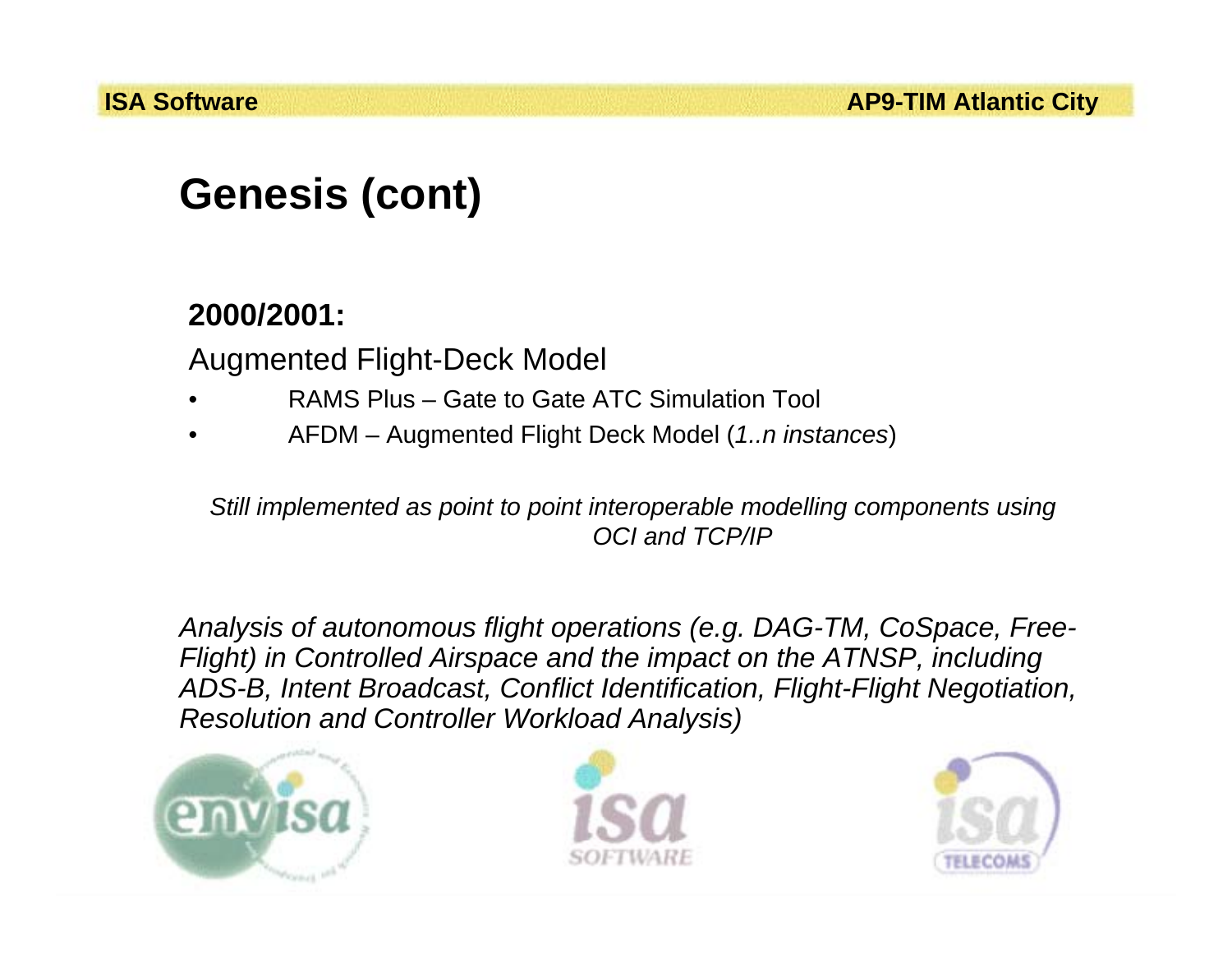# Genesis (cont)

**2000/2001:**

Augmented Flight-Deck Model

- RAMS Plus – Gate to Gate ATC Simulation Tool
- AFDM – Augmented Flight Deck Model (*1..n instances*)

*Still implemented as point to point interoperable modelling components using OCI and TCP/IP*

*Analysis of autonomous flight operations (e.g. DAG-TM, CoSpace, Free-Flight) in Controlled Airspace and the impact on the ATNSP, including ADS-B, Intent Broadcast, Conflict Identification, Flight-Flight Negotiation, Resolution and Controller Workload Analysis)*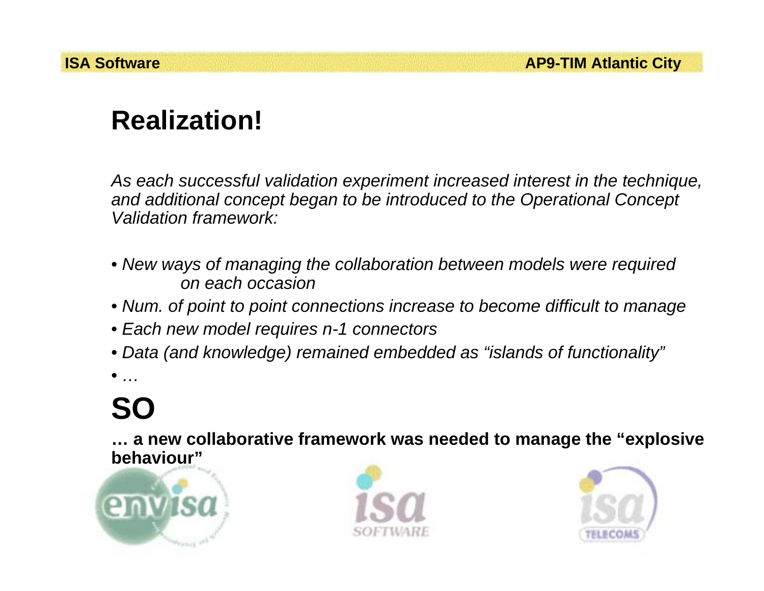# Realization!

*As each successful validation experiment increased interest in the technique, and additional concept began to be introduced to the Operational Concept Validation framework:*

- *New ways of managing the collaboration between models were required on each occasion*
- *Num. of point to point connections increase to become difficult to manage*
- *Each new model requires n-1 connectors*
- *Data (and knowledge) remained embedded as "islands of functionality"*
- *…*

# SO

**… a new collaborative framework was needed to manage the "explosive behaviour"**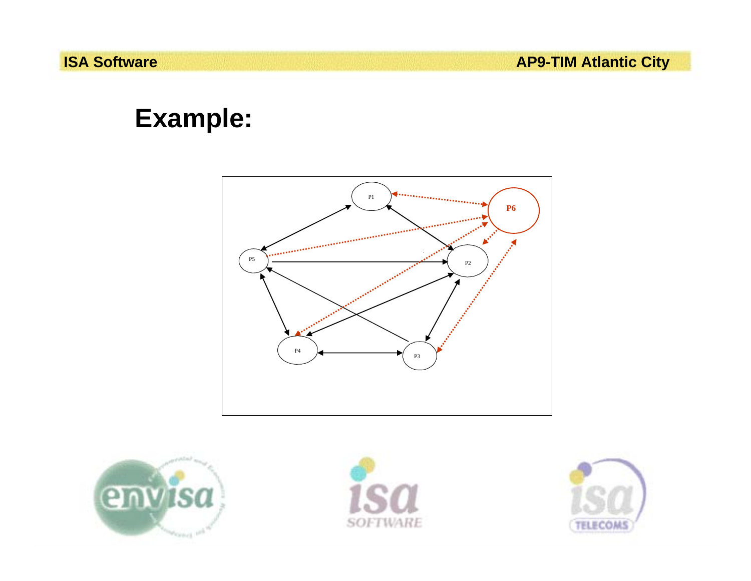# Example:

P1

P6

P5

P2

P4

P3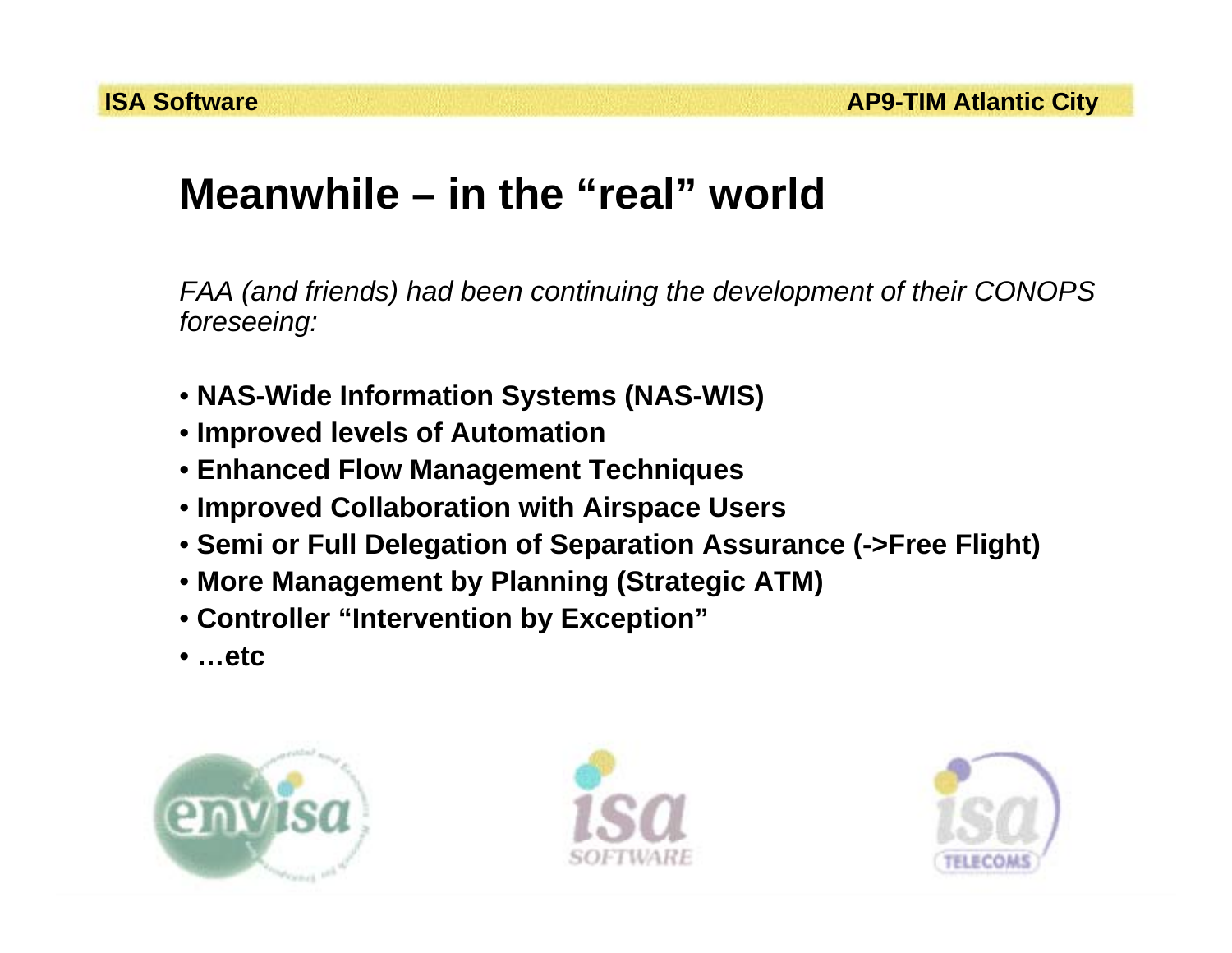# Meanwhile – in the "real" world

*FAA (and friends) had been continuing the development of their CONOPS foreseeing:*

- **NAS-Wide Information Systems (NAS-WIS)**
- **Improved levels of Automation**
- **Enhanced Flow Management Techniques**
- **Improved Collaboration with Airspace Users**
- **Semi or Full Delegation of Separation Assurance (->Free Flight)**
- **More Management by Planning (Strategic ATM)**
- **Controller "Intervention by Exception"**
- **…etc**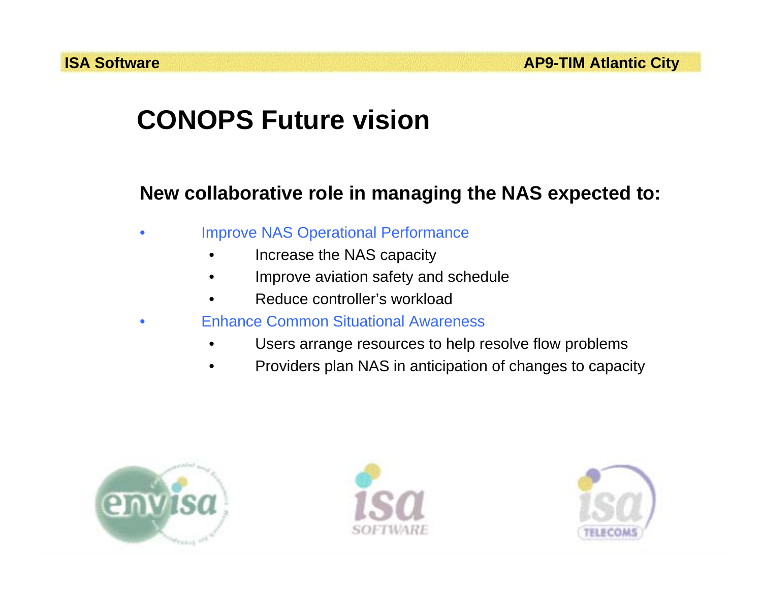# CONOPS Future vision

**New collaborative role in managing the NAS expected to:**

- Improve NAS Operational Performance
  - Increase the NAS capacity
  - Improve aviation safety and schedule
  - Reduce controller's workload
- Enhance Common Situational Awareness
  - Users arrange resources to help resolve flow problems
  - Providers plan NAS in anticipation of changes to capacity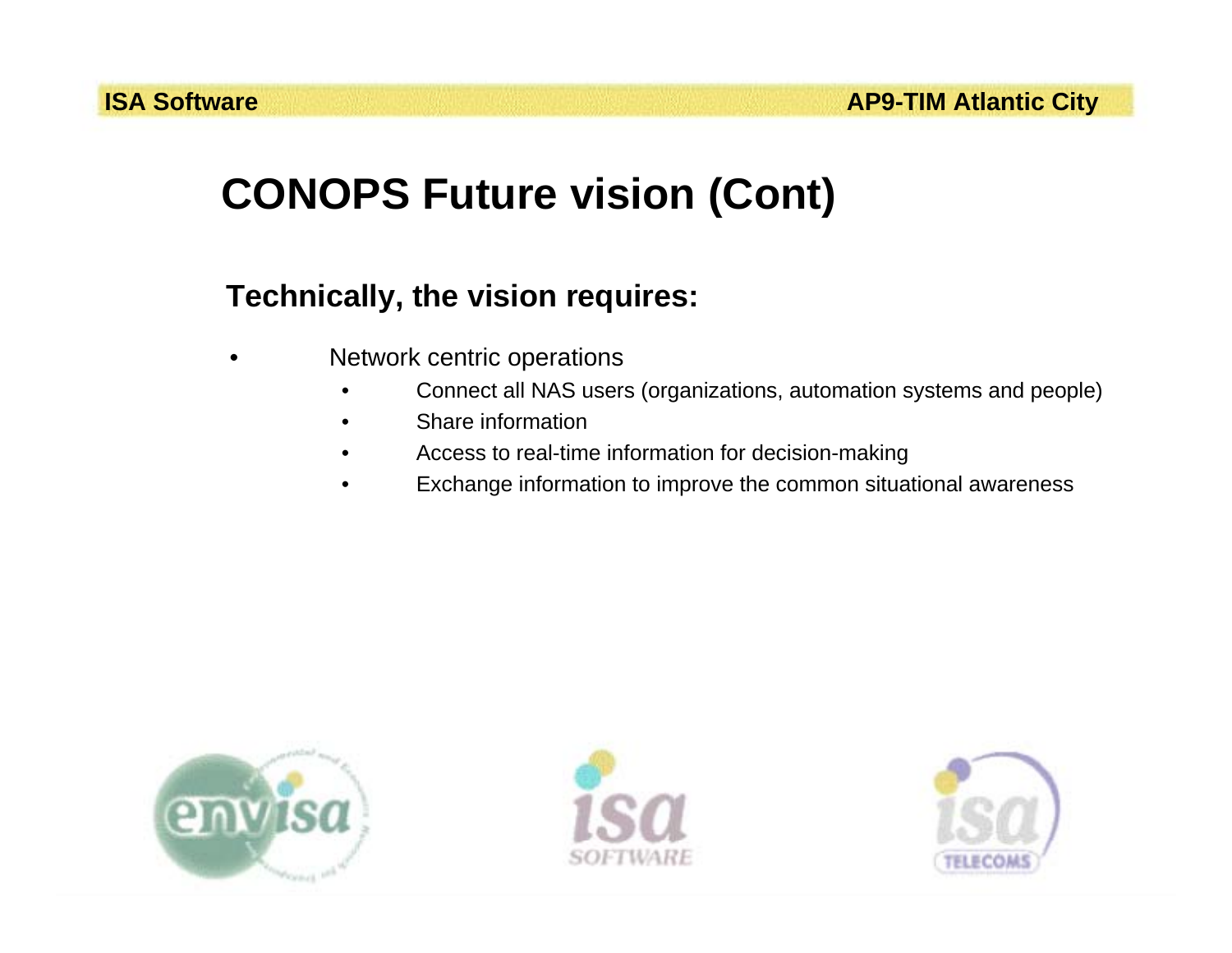# CONOPS Future vision (Cont)

**Technically, the vision requires:**

- Network centric operations
  - Connect all NAS users (organizations, automation systems and people)
  - Share information
  - Access to real-time information for decision-making
  - Exchange information to improve the common situational awareness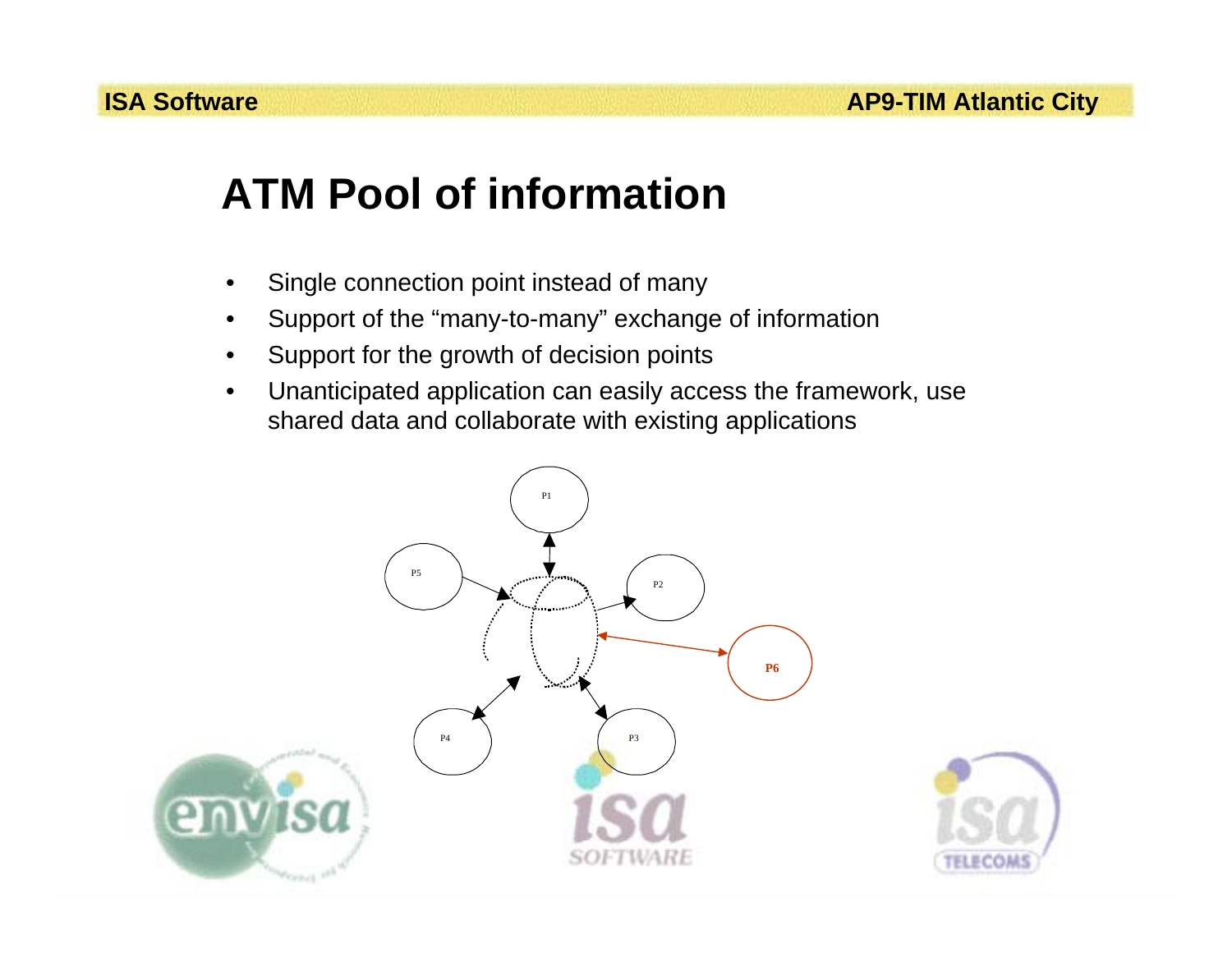# ATM Pool of information

- Single connection point instead of many
- Support of the “many-to-many” exchange of information
- Support for the growth of decision points
- Unanticipated application can easily access the framework, use shared data and collaborate with existing applications

P1

P5

P2

P6

P4

P3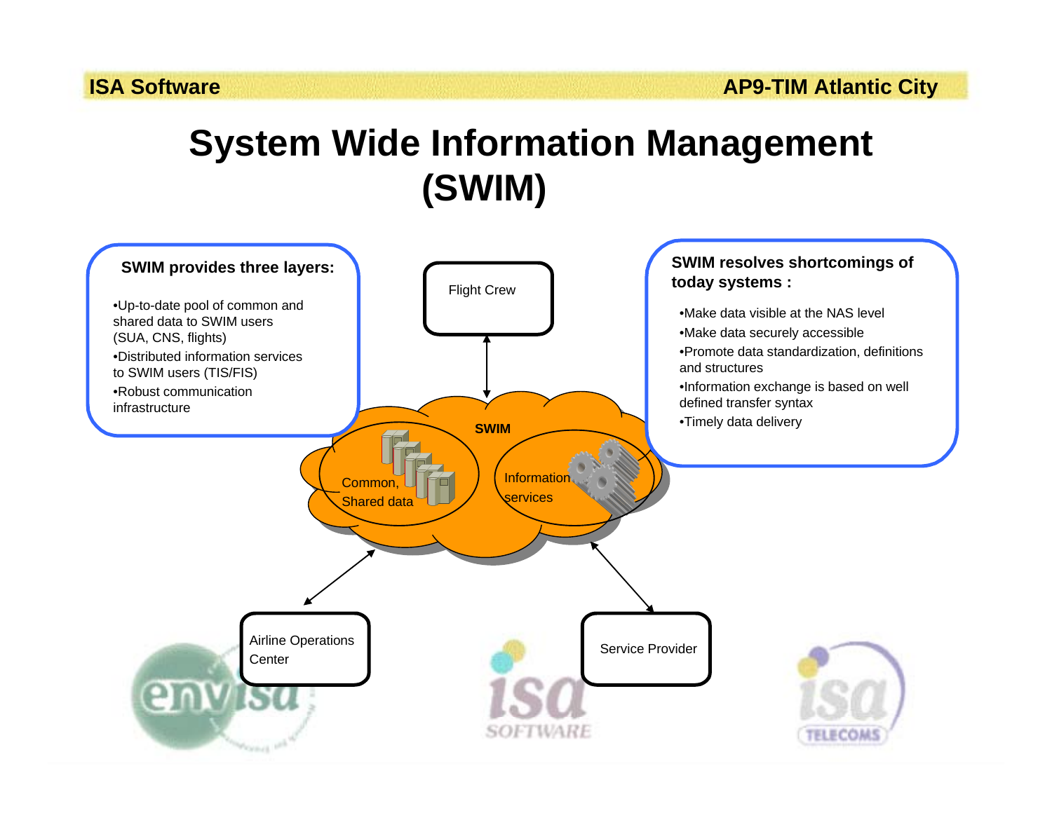# System Wide Information Management (SWIM)

**SWIM provides three layers:**

- Up-to-date pool of common and shared data to SWIM users (SUA, CNS, flights)
- Distributed information services to SWIM users (TIS/FIS)
- Robust communication infrastructure

Flight Crew

SWIM

Common, Shared data

Information services

**SWIM resolves shortcomings of today systems :**

- Make data visible at the NAS level
- Make data securely accessible
- Promote data standardization, definitions and structures
- Information exchange is based on well defined transfer syntax
- Timely data delivery

Airline Operations Center

Service Provider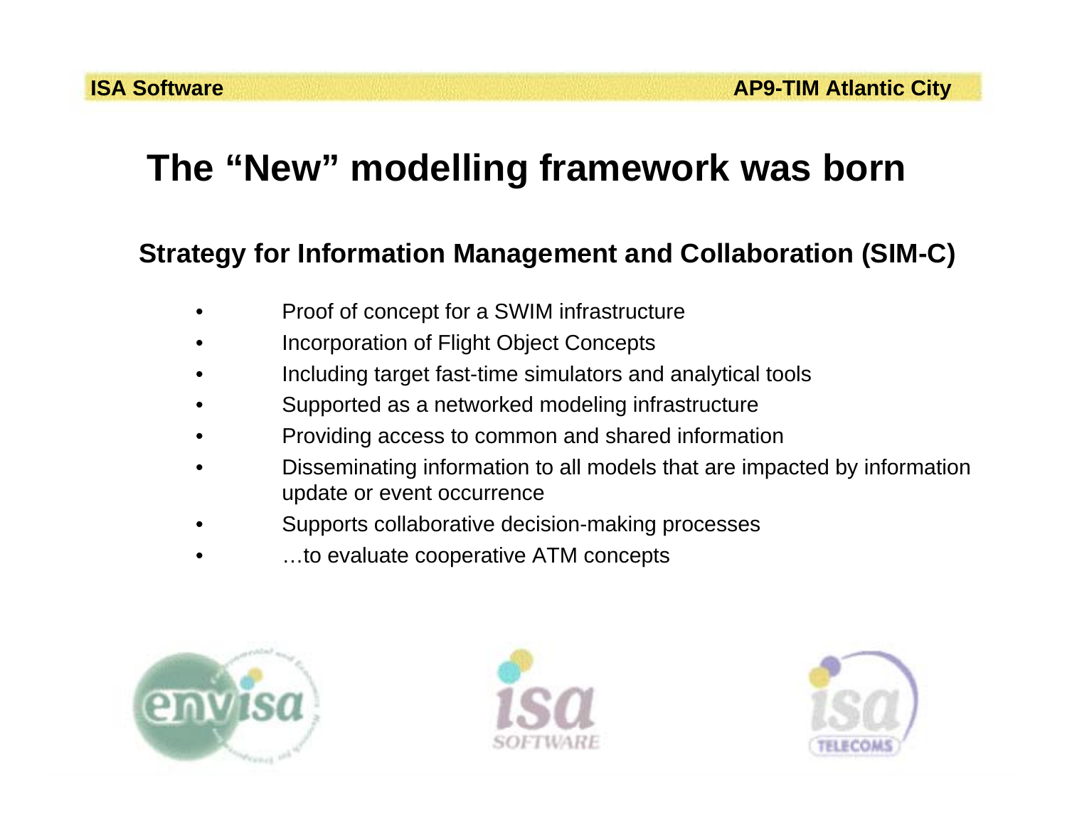# The "New" modelling framework was born

## Strategy for Information Management and Collaboration (SIM-C)

- Proof of concept for a SWIM infrastructure
- Incorporation of Flight Object Concepts
- Including target fast-time simulators and analytical tools
- Supported as a networked modeling infrastructure
- Providing access to common and shared information
- Disseminating information to all models that are impacted by information update or event occurrence
- Supports collaborative decision-making processes
- …to evaluate cooperative ATM concepts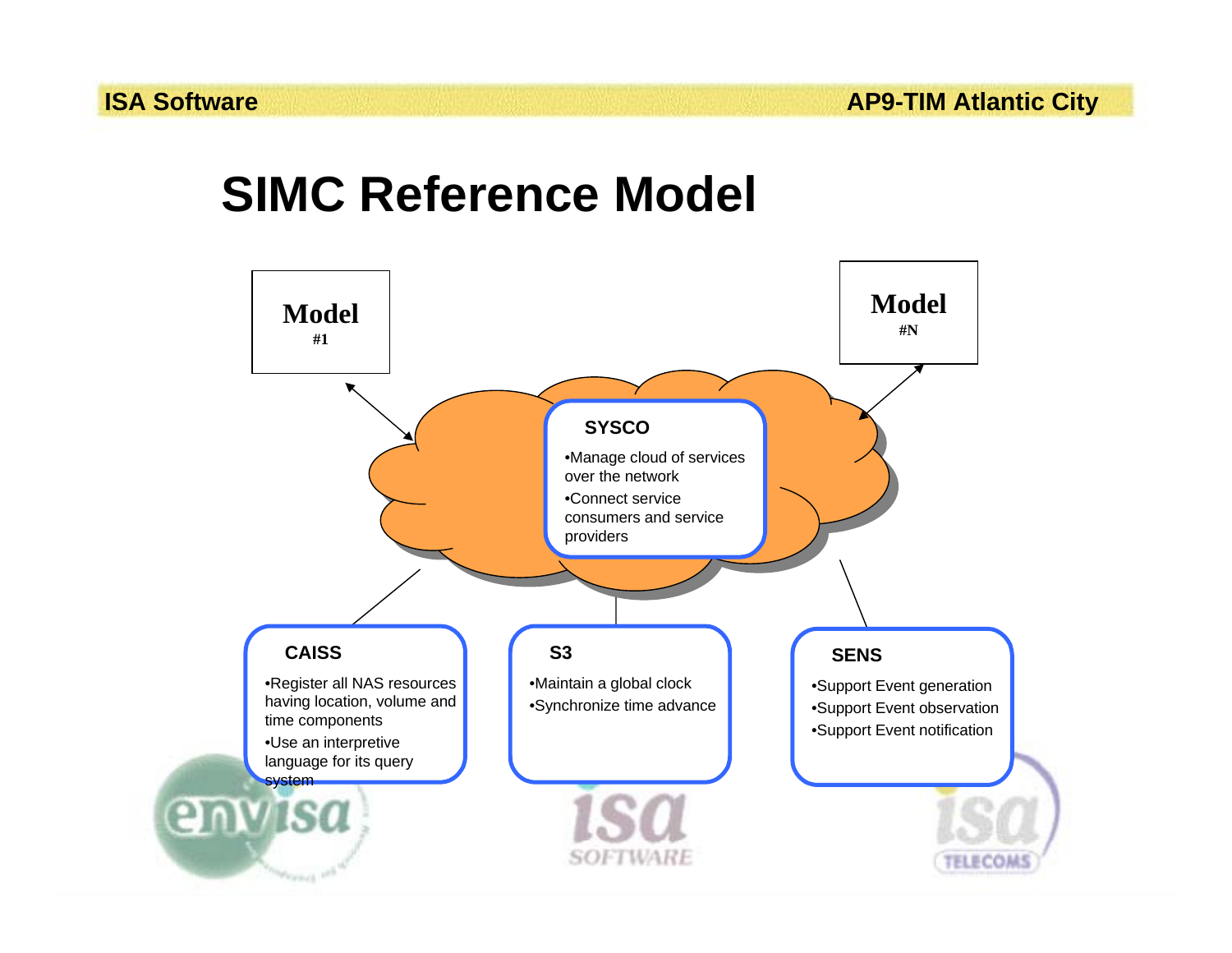# SIMC Reference Model

**Model** #1

**Model** #N

**SYSCO**

- Manage cloud of services over the network
- Connect service consumers and service providers

**CAISS**

- Register all NAS resources having location, volume and time components
- Use an interpretive language for its query system

**S3**

- Maintain a global clock
- Synchronize time advance

**SENS**

- Support Event generation
- Support Event observation
- Support Event notification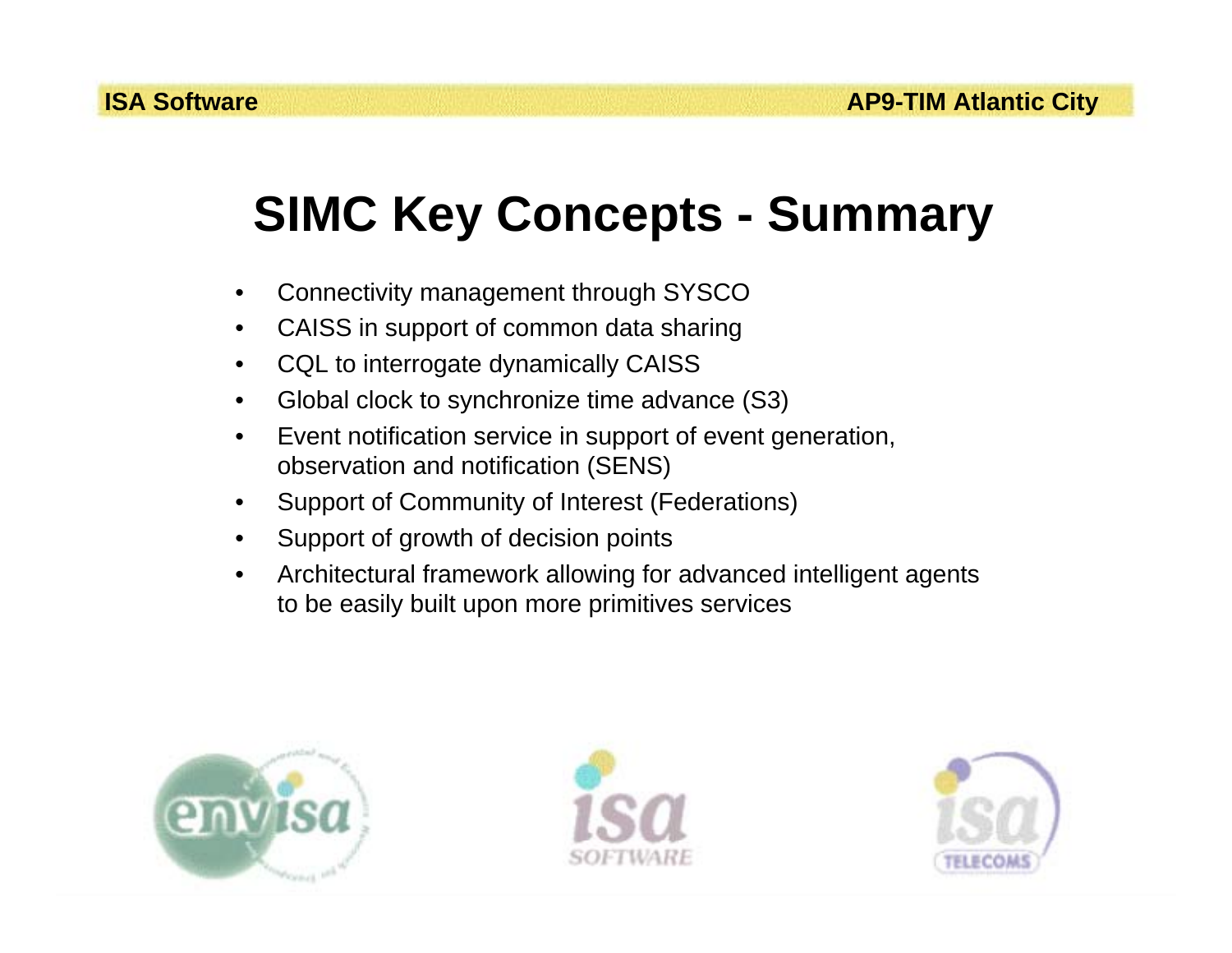# SIMC Key Concepts - Summary

- Connectivity management through SYSCO
- CAISS in support of common data sharing
- CQL to interrogate dynamically CAISS
- Global clock to synchronize time advance (S3)
- Event notification service in support of event generation, observation and notification (SENS)
- Support of Community of Interest (Federations)
- Support of growth of decision points
- Architectural framework allowing for advanced intelligent agents to be easily built upon more primitives services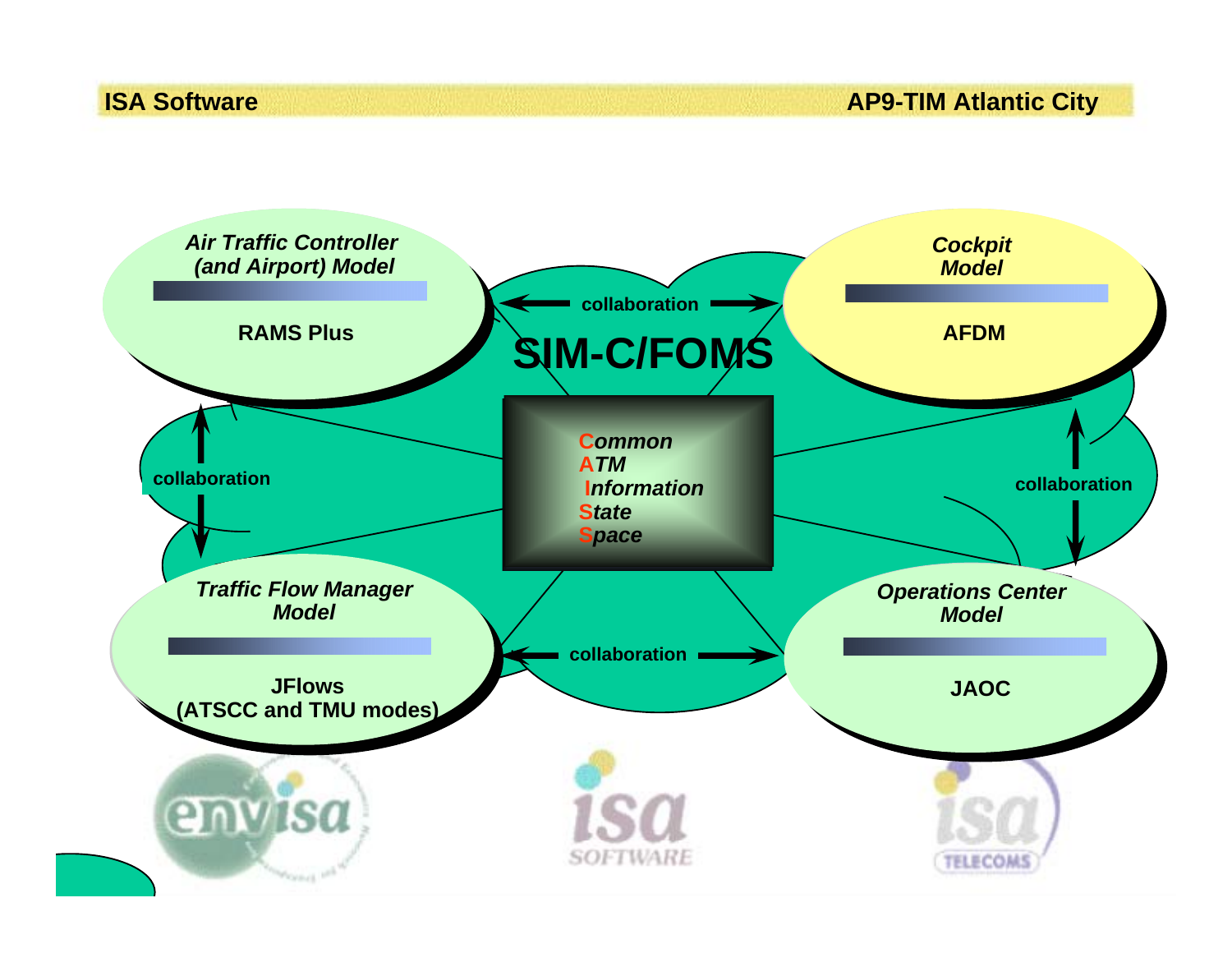**SIM-C/FOMS**

***Air Traffic Controller (and Airport) Model***

**RAMS Plus**

***Cockpit Model***

**AFDM**

***Traffic Flow Manager Model***

**JFlows (ATSCC and TMU modes)**

***Operations Center Model***

**JAOC**

***Common ATM Information State Space***

**collaboration**

**collaboration**

**collaboration**

**collaboration**

envisa

isa SOFTWARE

isa TELECOMS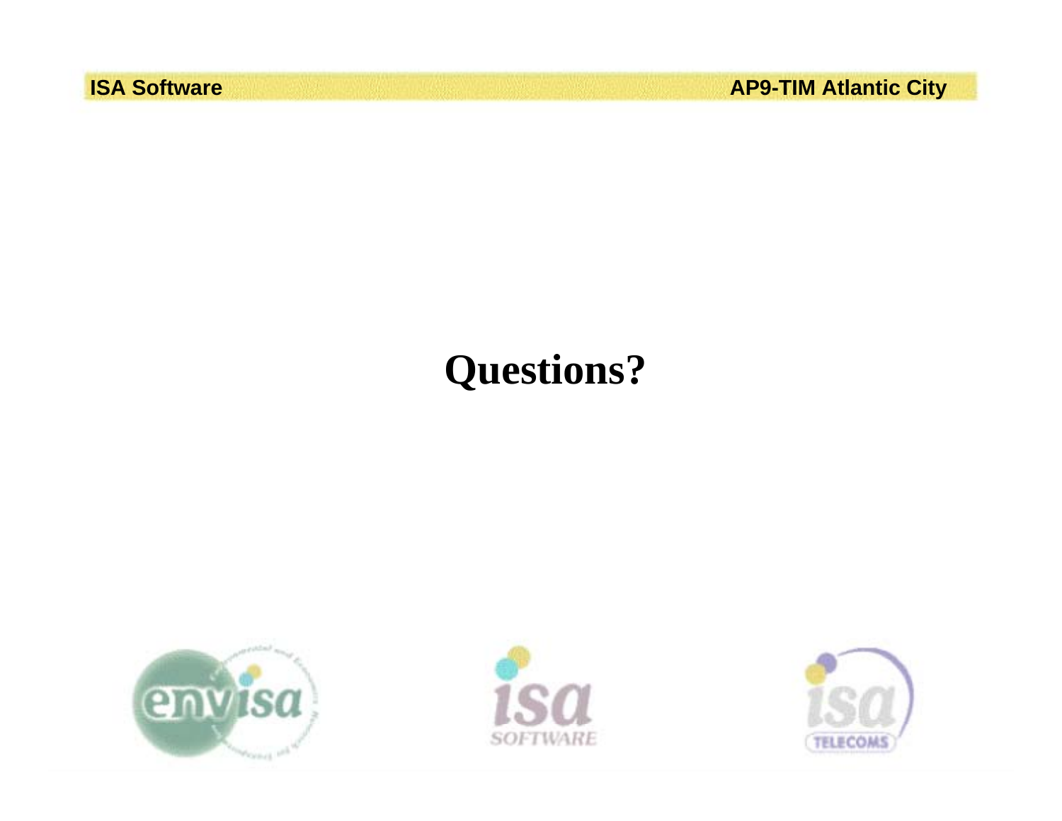# Questions?